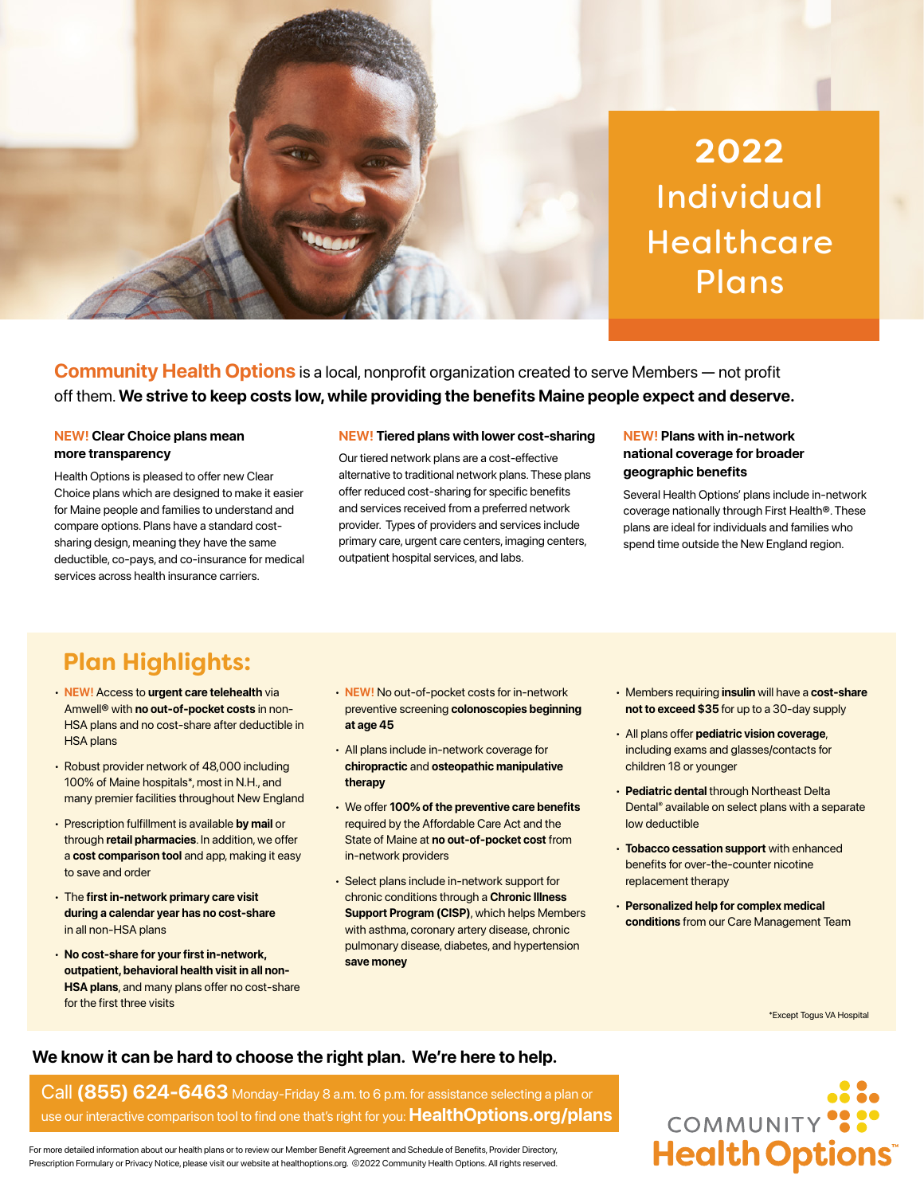# 2022 Individual Healthcare Plans

**Community Health Options** is a local, nonprofit organization created to serve Members — not profit off them. **We strive to keep costs low, while providing the benefits Maine people expect and deserve.**

### NEW! Clear Choice plans mean more transparency

Health Options is pleased to offer new Clear Choice plans which are designed to make it easier for Maine people and families to understand and compare options. Plans have a standard cost-sharing design, meaning they have the same deductible, co-pays, and co-insurance for medical services across health insurance carriers.

### NEW! Tiered plans with lower cost-sharing

Our tiered network plans are a cost-effective alternative to traditional network plans. These plans offer reduced cost-sharing for specific benefits and services received from a preferred network provider. Types of providers and services include primary care, urgent care centers, imaging centers, outpatient hospital services, and labs.

### NEW! Plans with in-network national coverage for broader geographic benefits

Several Health Options' plans include in-network coverage nationally through First Health®. These plans are ideal for individuals and families who spend time outside the New England region.

## Plan Highlights:

- **NEW!** Access to **urgent care telehealth** via Amwell® with **no out-of-pocket costs** in non-HSA plans and no cost-share after deductible in HSA plans
- Robust provider network of 48,000 including 100% of Maine hospitals*, most in N.H., and many premier facilities throughout New England
- Prescription fulfillment is available **by mail** or through **retail pharmacies**. In addition, we offer a **cost comparison tool** and app, making it easy to save and order
- The **first in-network primary care visit during a calendar year has no cost-share** in all non-HSA plans
- **No cost-share for your first in-network, outpatient, behavioral health visit in all non-HSA plans**, and many plans offer no cost-share for the first three visits
- **NEW!** No out-of-pocket costs for in-network preventive screening **colonoscopies beginning at age 45**
- All plans include in-network coverage for **chiropractic** and **osteopathic manipulative therapy**
- We offer **100% of the preventive care benefits** required by the Affordable Care Act and the State of Maine at **no out-of-pocket cost** from in-network providers
- Select plans include in-network support for chronic conditions through a **Chronic Illness Support Program (CISP)**, which helps Members with asthma, coronary artery disease, chronic pulmonary disease, diabetes, and hypertension **save money**
- Members requiring **insulin** will have a **cost-share not to exceed $35** for up to a 30-day supply
- All plans offer **pediatric vision coverage**, including exams and glasses/contacts for children 18 or younger
- **Pediatric dental** through Northeast Delta Dental® available on select plans with a separate low deductible
- **Tobacco cessation support** with enhanced benefits for over-the-counter nicotine replacement therapy
- **Personalized help for complex medical conditions** from our Care Management Team

*Except Togus VA Hospital

**We know it can be hard to choose the right plan. We're here to help.**

Call **(855) 624-6463** Monday-Friday 8 a.m. to 6 p.m. for assistance selecting a plan or use our interactive comparison tool to find one that's right for you: **HealthOptions.org/plans**

For more detailed information about our health plans or to review our Member Benefit Agreement and Schedule of Benefits, Provider Directory, Prescription Formulary or Privacy Notice, please visit our website at healthoptions.org. ©2022 Community Health Options. All rights reserved.

COMMUNITY Health Options™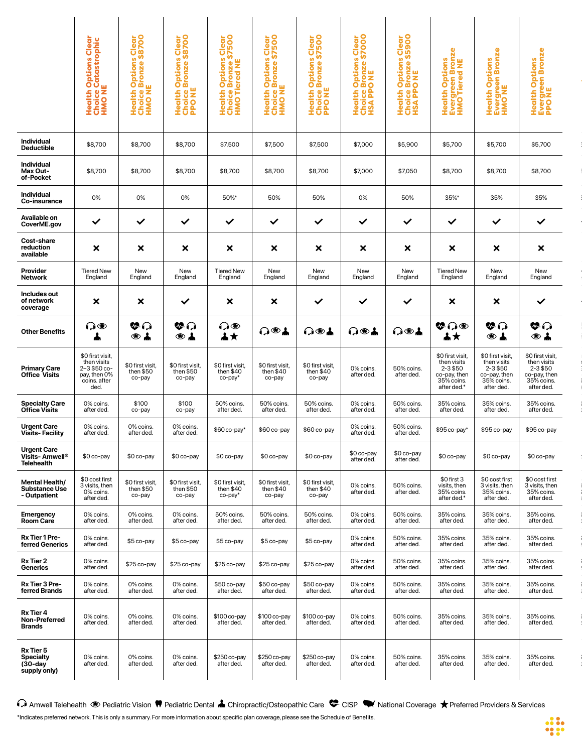| | Health Options Clear Choice Catastrophic HMO NE | Health Options Clear Choice Bronze $8700 HMO NE | Health Options Clear Choice Bronze $8700 PPO NE | Health Options Clear Choice Bronze $7500 HMO Tiered NE | Health Options Clear Choice Bronze $7500 HMO NE | Health Options Clear Choice Bronze $7500 PPO NE | Health Options Clear Choice Bronze $7000 HSA PPO NE | Health Options Clear Choice Bronze $5900 HSA PPO NE | Health Options Evergreen Bronze HMO Tiered NE | Health Options Evergreen Bronze HMO NE | Health Options Evergreen Bronze PPO NE |
|---|---|---|---|---|---|---|---|---|---|---|---|
| **Individual Deductible** | $8,700 | $8,700 | $8,700 | $7,500 | $7,500 | $7,500 | $7,000 | $5,900 | $5,700 | $5,700 | $5,700 |
| **Individual Max Out-of-Pocket** | $8,700 | $8,700 | $8,700 | $8,700 | $8,700 | $8,700 | $7,000 | $7,050 | $8,700 | $8,700 | $8,700 |
| **Individual Co-insurance** | 0% | 0% | 0% | 50%* | 50% | 50% | 0% | 50% | 35%* | 35% | 35% |
| **Available on CoverME.gov** | ✓ | ✓ | ✓ | ✓ | ✓ | ✓ | ✓ | ✓ | ✓ | ✓ | ✓ |
| **Cost-share reduction available** | ✗ | ✗ | ✗ | ✗ | ✗ | ✗ | ✗ | ✗ | ✗ | ✗ | ✗ |
| **Provider Network** | Tiered New England | New England | New England | Tiered New England | New England | New England | New England | New England | Tiered New England | New England | New England |
| **Includes out of network coverage** | ✗ | ✗ | ✓ | ✗ | ✗ | ✓ | ✓ | ✓ | ✗ | ✗ | ✓ |
| **Other Benefits** | Amwell Telehealth, Pediatric Vision, Chiropractic/Osteopathic Care | CISP, Amwell Telehealth, Pediatric Vision, Chiropractic/Osteopathic Care | CISP, Amwell Telehealth, Pediatric Vision, Chiropractic/Osteopathic Care | Amwell Telehealth, Pediatric Vision, Chiropractic/Osteopathic Care, Preferred Providers & Services | Amwell Telehealth, Pediatric Vision, Chiropractic/Osteopathic Care | Amwell Telehealth, Pediatric Vision, Chiropractic/Osteopathic Care | Amwell Telehealth, Pediatric Vision, Chiropractic/Osteopathic Care | Amwell Telehealth, Pediatric Vision, Chiropractic/Osteopathic Care | CISP, Amwell Telehealth, Pediatric Vision, Chiropractic/Osteopathic Care, Preferred Providers & Services | CISP, Amwell Telehealth, Pediatric Vision, Chiropractic/Osteopathic Care | CISP, Amwell Telehealth, Pediatric Vision, Chiropractic/Osteopathic Care |
| **Primary Care Office Visits** | $0 first visit, then visits 2–3 $50 co-pay, then 0% coins. after ded. | $0 first visit, then $50 co-pay | $0 first visit, then $50 co-pay | $0 first visit, then $40 co-pay* | $0 first visit, then $40 co-pay | $0 first visit, then $40 co-pay | 0% coins. after ded. | 50% coins. after ded. | $0 first visit, then visits 2-3 $50 co-pay, then 35% coins. after ded.* | $0 first visit, then visits 2-3 $50 co-pay, then 35% coins. after ded. | $0 first visit, then visits 2-3 $50 co-pay, then 35% coins. after ded. |
| **Specialty Care Office Visits** | 0% coins. after ded. | $100 co-pay | $100 co-pay | 50% coins. after ded. | 50% coins. after ded. | 50% coins. after ded. | 0% coins. after ded. | 50% coins. after ded. | 35% coins. after ded. | 35% coins. after ded. | 35% coins. after ded. |
| **Urgent Care Visits- Facility** | 0% coins. after ded. | 0% coins. after ded. | 0% coins. after ded. | $60 co-pay* | $60 co-pay | $60 co-pay | 0% coins. after ded. | 50% coins. after ded. | $95 co-pay* | $95 co-pay | $95 co-pay |
| **Urgent Care Visits- Amwell® Telehealth** | $0 co-pay | $0 co-pay | $0 co-pay | $0 co-pay | $0 co-pay | $0 co-pay | $0 co-pay after ded. | $0 co-pay after ded. | $0 co-pay | $0 co-pay | $0 co-pay |
| **Mental Health/ Substance Use - Outpatient** | $0 cost first 3 visits, then 0% coins. after ded. | $0 first visit, then $50 co-pay | $0 first visit, then $50 co-pay | $0 first visit, then $40 co-pay* | $0 first visit, then $40 co-pay | $0 first visit, then $40 co-pay | 0% coins. after ded. | 50% coins. after ded. | $0 first 3 visits, then 35% coins. after ded.* | $0 cost first 3 visits, then 35% coins. after ded. | $0 cost first 3 visits, then 35% coins. after ded. |
| **Emergency Room Care** | 0% coins. after ded. | 0% coins. after ded. | 0% coins. after ded. | 50% coins. after ded. | 50% coins. after ded. | 50% coins. after ded. | 0% coins. after ded. | 50% coins. after ded. | 35% coins. after ded. | 35% coins. after ded. | 35% coins. after ded. |
| **Rx Tier 1 Preferred Generics** | 0% coins. after ded. | $5 co-pay | $5 co-pay | $5 co-pay | $5 co-pay | $5 co-pay | 0% coins. after ded. | 50% coins. after ded. | 35% coins. after ded. | 35% coins. after ded. | 35% coins. after ded. |
| **Rx Tier 2 Generics** | 0% coins. after ded. | $25 co-pay | $25 co-pay | $25 co-pay | $25 co-pay | $25 co-pay | 0% coins. after ded. | 50% coins. after ded. | 35% coins. after ded. | 35% coins. after ded. | 35% coins. after ded. |
| **Rx Tier 3 Preferred Brands** | 0% coins. after ded. | 0% coins. after ded. | 0% coins. after ded. | $50 co-pay after ded. | $50 co-pay after ded. | $50 co-pay after ded. | 0% coins. after ded. | 50% coins. after ded. | 35% coins. after ded. | 35% coins. after ded. | 35% coins. after ded. |
| **Rx Tier 4 Non-Preferred Brands** | 0% coins. after ded. | 0% coins. after ded. | 0% coins. after ded. | $100 co-pay after ded. | $100 co-pay after ded. | $100 co-pay after ded. | 0% coins. after ded. | 50% coins. after ded. | 35% coins. after ded. | 35% coins. after ded. | 35% coins. after ded. |
| **Rx Tier 5 Specialty (30-day supply only)** | 0% coins. after ded. | 0% coins. after ded. | 0% coins. after ded. | $250 co-pay after ded. | $250 co-pay after ded. | $250 co-pay after ded. | 0% coins. after ded. | 50% coins. after ded. | 35% coins. after ded. | 35% coins. after ded. | 35% coins. after ded. |

Amwell Telehealth · Pediatric Vision · Pediatric Dental · Chiropractic/Osteopathic Care · CISP · National Coverage · ★ Preferred Providers & Services

*Indicates preferred network. This is only a summary. For more information about specific plan coverage, please see the Schedule of Benefits.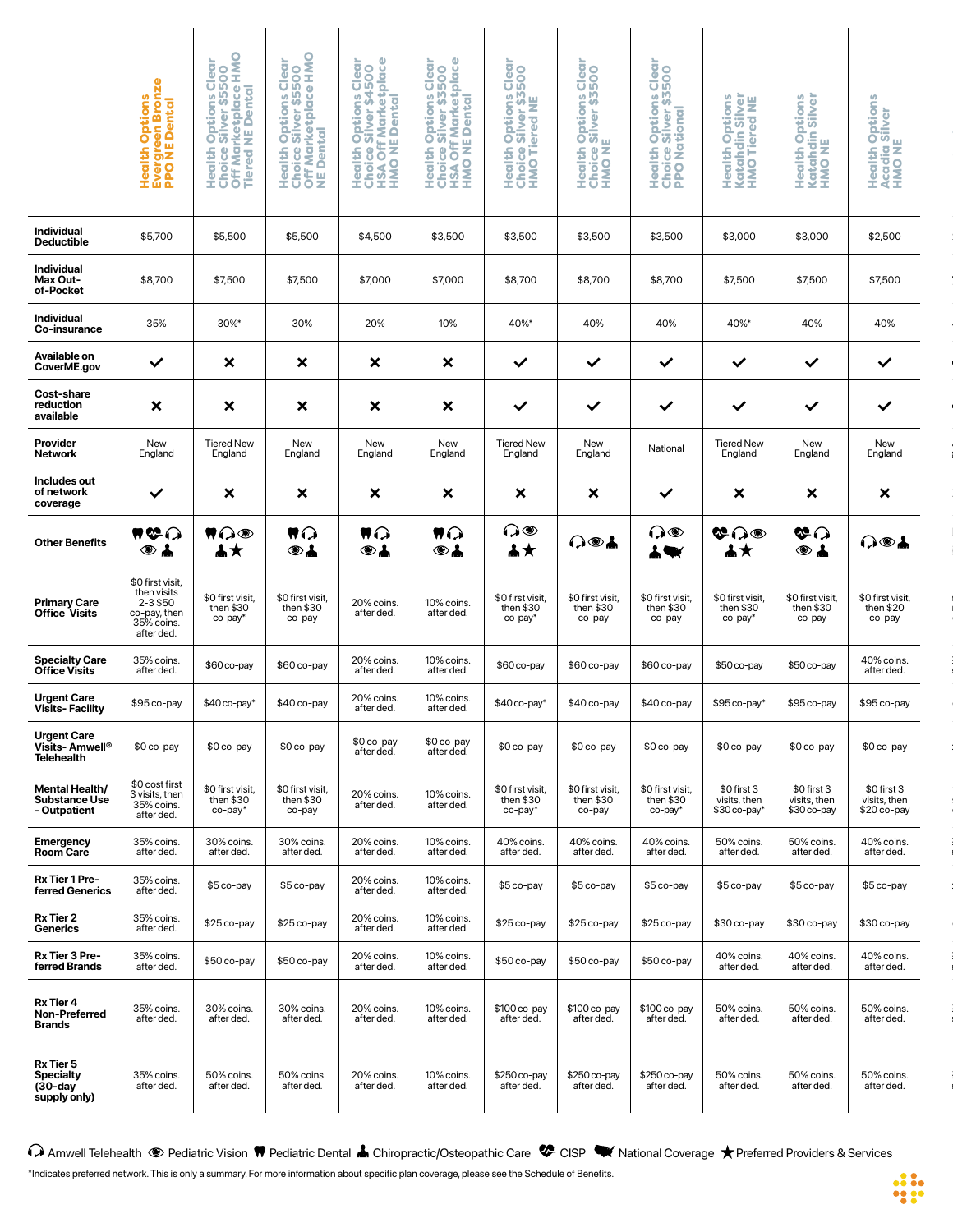| | Health Options Evergreen Bronze PPO NE Dental | Health Options Clear Choice Silver $5500 Off Marketplace HMO Tiered NE Dental | Health Options Clear Choice Silver $5500 Off Marketplace HMO NE Dental | Health Options Clear Choice Silver $4500 HSA Off Marketplace HMO NE Dental | Health Options Clear Choice Silver $3500 HSA Off Marketplace HMO NE Dental | Health Options Clear Choice Silver $3500 HMO Tiered NE | Health Options Clear Choice Silver $3500 HMO NE | Health Options Clear Choice Silver $3500 PPO National | Health Options Katahdin Silver HMO Tiered NE | Health Options Katahdin Silver HMO NE | Health Options Acadia Silver HMO NE |
|---|---|---|---|---|---|---|---|---|---|---|---|
| **Individual Deductible** | $5,700 | $5,500 | $5,500 | $4,500 | $3,500 | $3,500 | $3,500 | $3,500 | $3,000 | $3,000 | $2,500 |
| **Individual Max Out-of-Pocket** | $8,700 | $7,500 | $7,500 | $7,000 | $7,000 | $8,700 | $8,700 | $8,700 | $7,500 | $7,500 | $7,500 |
| **Individual Co-insurance** | 35% | 30%* | 30% | 20% | 10% | 40%* | 40% | 40% | 40%* | 40% | 40% |
| **Available on CoverME.gov** | ✓ | ✗ | ✗ | ✗ | ✗ | ✓ | ✓ | ✓ | ✓ | ✓ | ✓ |
| **Cost-share reduction available** | ✗ | ✗ | ✗ | ✗ | ✗ | ✓ | ✓ | ✓ | ✓ | ✓ | ✓ |
| **Provider Network** | New England | Tiered New England | New England | New England | New England | Tiered New England | New England | National | Tiered New England | New England | New England |
| **Includes out of network coverage** | ✓ | ✗ | ✗ | ✗ | ✗ | ✗ | ✗ | ✓ | ✗ | ✗ | ✗ |
| **Other Benefits** | Pediatric Dental, CISP, Amwell Telehealth, Pediatric Vision, Chiropractic/Osteopathic Care | Pediatric Dental, Amwell Telehealth, Pediatric Vision, Chiropractic/Osteopathic Care, Preferred Providers & Services | Pediatric Dental, Amwell Telehealth, Pediatric Vision, Chiropractic/Osteopathic Care | Pediatric Dental, Amwell Telehealth, Pediatric Vision, Chiropractic/Osteopathic Care | Pediatric Dental, Amwell Telehealth, Pediatric Vision, Chiropractic/Osteopathic Care | Amwell Telehealth, Pediatric Vision, Chiropractic/Osteopathic Care, Preferred Providers & Services | Amwell Telehealth, Pediatric Vision, Chiropractic/Osteopathic Care | Amwell Telehealth, Pediatric Vision, Chiropractic/Osteopathic Care, National Coverage | CISP, Amwell Telehealth, Pediatric Vision, Chiropractic/Osteopathic Care, Preferred Providers & Services | CISP, Amwell Telehealth, Pediatric Vision, Chiropractic/Osteopathic Care | Amwell Telehealth, Pediatric Vision, Chiropractic/Osteopathic Care |
| **Primary Care Office Visits** | $0 first visit, then visits 2-3 $50 co-pay, then 35% coins. after ded. | $0 first visit, then $30 co-pay* | $0 first visit, then $30 co-pay | 20% coins. after ded. | 10% coins. after ded. | $0 first visit, then $30 co-pay* | $0 first visit, then $30 co-pay | $0 first visit, then $30 co-pay* | $0 first visit, then $30 co-pay* | $0 first visit, then $30 co-pay | $0 first visit, then $20 co-pay |
| **Specialty Care Office Visits** | 35% coins. after ded. | $60 co-pay | $60 co-pay | 20% coins. after ded. | 10% coins. after ded. | $60 co-pay | $60 co-pay | $60 co-pay | $50 co-pay | $50 co-pay | 40% coins. after ded. |
| **Urgent Care Visits- Facility** | $95 co-pay | $40 co-pay* | $40 co-pay | 20% coins. after ded. | 10% coins. after ded. | $40 co-pay* | $40 co-pay | $40 co-pay | $95 co-pay* | $95 co-pay | $95 co-pay |
| **Urgent Care Visits- Amwell® Telehealth** | $0 co-pay | $0 co-pay | $0 co-pay | $0 co-pay after ded. | $0 co-pay after ded. | $0 co-pay | $0 co-pay | $0 co-pay | $0 co-pay | $0 co-pay | $0 co-pay |
| **Mental Health/ Substance Use - Outpatient** | $0 cost first 3 visits, then 35% coins. after ded. | $0 first visit, then $30 co-pay* | $0 first visit, then $30 co-pay | 20% coins. after ded. | 10% coins. after ded. | $0 first visit, then $30 co-pay* | $0 first visit, then $30 co-pay | $0 first visit, then $30 co-pay* | $0 first 3 visits, then $30 co-pay* | $0 first 3 visits, then $30 co-pay | $0 first 3 visits, then $20 co-pay |
| **Emergency Room Care** | 35% coins. after ded. | 30% coins. after ded. | 30% coins. after ded. | 20% coins. after ded. | 10% coins. after ded. | 40% coins. after ded. | 40% coins. after ded. | 40% coins. after ded. | 50% coins. after ded. | 50% coins. after ded. | 40% coins. after ded. |
| **Rx Tier 1 Preferred Generics** | 35% coins. after ded. | $5 co-pay | $5 co-pay | 20% coins. after ded. | 10% coins. after ded. | $5 co-pay | $5 co-pay | $5 co-pay | $5 co-pay | $5 co-pay | $5 co-pay |
| **Rx Tier 2 Generics** | 35% coins. after ded. | $25 co-pay | $25 co-pay | 20% coins. after ded. | 10% coins. after ded. | $25 co-pay | $25 co-pay | $25 co-pay | $30 co-pay | $30 co-pay | $30 co-pay |
| **Rx Tier 3 Preferred Brands** | 35% coins. after ded. | $50 co-pay | $50 co-pay | 20% coins. after ded. | 10% coins. after ded. | $50 co-pay | $50 co-pay | $50 co-pay | 40% coins. after ded. | 40% coins. after ded. | 40% coins. after ded. |
| **Rx Tier 4 Non-Preferred Brands** | 35% coins. after ded. | 30% coins. after ded. | 30% coins. after ded. | 20% coins. after ded. | 10% coins. after ded. | $100 co-pay after ded. | $100 co-pay after ded. | $100 co-pay after ded. | 50% coins. after ded. | 50% coins. after ded. | 50% coins. after ded. |
| **Rx Tier 5 Specialty (30-day supply only)** | 35% coins. after ded. | 50% coins. after ded. | 50% coins. after ded. | 20% coins. after ded. | 10% coins. after ded. | $250 co-pay after ded. | $250 co-pay after ded. | $250 co-pay after ded. | 50% coins. after ded. | 50% coins. after ded. | 50% coins. after ded. |

Amwell Telehealth · Pediatric Vision · Pediatric Dental · Chiropractic/Osteopathic Care · CISP · National Coverage · ★ Preferred Providers & Services

*Indicates preferred network. This is only a summary. For more information about specific plan coverage, please see the Schedule of Benefits.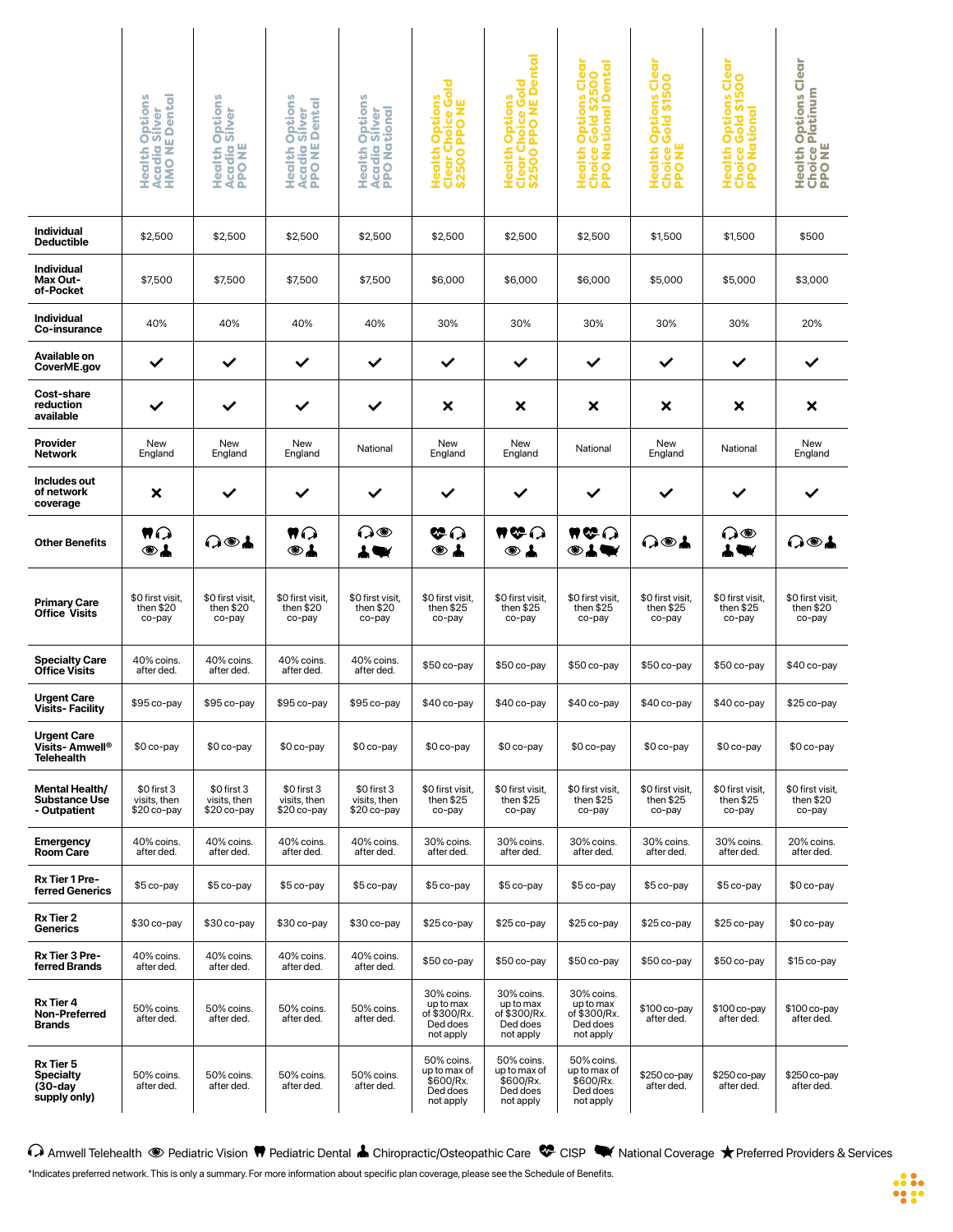| | Health Options Acadia Silver HMO NE Dental | Health Options Acadia Silver PPO NE | Health Options Acadia Silver PPO NE Dental | Health Options Acadia Silver PPO National | Health Options Clear Choice Gold $2500 PPO NE | Health Options Clear Choice Gold $2500 PPO NE Dental | Health Options Clear Choice Gold $2500 PPO National Dental | Health Options Clear Choice Gold $1500 PPO NE | Health Options Clear Choice Gold $1500 PPO National | Health Options Clear Choice Platinum PPO NE |
|---|---|---|---|---|---|---|---|---|---|---|
| **Individual Deductible** | $2,500 | $2,500 | $2,500 | $2,500 | $2,500 | $2,500 | $2,500 | $1,500 | $1,500 | $500 |
| **Individual Max Out-of-Pocket** | $7,500 | $7,500 | $7,500 | $7,500 | $6,000 | $6,000 | $6,000 | $5,000 | $5,000 | $3,000 |
| **Individual Co-insurance** | 40% | 40% | 40% | 40% | 30% | 30% | 30% | 30% | 30% | 20% |
| **Available on CoverME.gov** | ✓ | ✓ | ✓ | ✓ | ✓ | ✓ | ✓ | ✓ | ✓ | ✓ |
| **Cost-share reduction available** | ✓ | ✓ | ✓ | ✓ | ✗ | ✗ | ✗ | ✗ | ✗ | ✗ |
| **Provider Network** | New England | New England | New England | National | New England | New England | National | New England | National | New England |
| **Includes out of network coverage** | ✗ | ✓ | ✓ | ✓ | ✓ | ✓ | ✓ | ✓ | ✓ | ✓ |
| **Other Benefits** | Pediatric Dental, Amwell Telehealth, Pediatric Vision, Chiropractic/Osteopathic Care | Amwell Telehealth, Pediatric Vision, Chiropractic/Osteopathic Care | Pediatric Dental, Amwell Telehealth, Pediatric Vision, Chiropractic/Osteopathic Care | Amwell Telehealth, Pediatric Vision, Chiropractic/Osteopathic Care, National Coverage | CISP, Amwell Telehealth, Pediatric Vision, Chiropractic/Osteopathic Care | Pediatric Dental, CISP, Amwell Telehealth, Pediatric Vision, Chiropractic/Osteopathic Care | Pediatric Dental, CISP, Amwell Telehealth, Pediatric Vision, Chiropractic/Osteopathic Care, National Coverage | Amwell Telehealth, Pediatric Vision, Chiropractic/Osteopathic Care | Amwell Telehealth, Pediatric Vision, Chiropractic/Osteopathic Care, National Coverage | Amwell Telehealth, Pediatric Vision, Chiropractic/Osteopathic Care |
| **Primary Care Office Visits** | $0 first visit, then $20 co-pay | $0 first visit, then $20 co-pay | $0 first visit, then $20 co-pay | $0 first visit, then $20 co-pay | $0 first visit, then $25 co-pay | $0 first visit, then $25 co-pay | $0 first visit, then $25 co-pay | $0 first visit, then $25 co-pay | $0 first visit, then $25 co-pay | $0 first visit, then $20 co-pay |
| **Specialty Care Office Visits** | 40% coins. after ded. | 40% coins. after ded. | 40% coins. after ded. | 40% coins. after ded. | $50 co-pay | $50 co-pay | $50 co-pay | $50 co-pay | $50 co-pay | $40 co-pay |
| **Urgent Care Visits- Facility** | $95 co-pay | $95 co-pay | $95 co-pay | $95 co-pay | $40 co-pay | $40 co-pay | $40 co-pay | $40 co-pay | $40 co-pay | $25 co-pay |
| **Urgent Care Visits- Amwell® Telehealth** | $0 co-pay | $0 co-pay | $0 co-pay | $0 co-pay | $0 co-pay | $0 co-pay | $0 co-pay | $0 co-pay | $0 co-pay | $0 co-pay |
| **Mental Health/ Substance Use - Outpatient** | $0 first 3 visits, then $20 co-pay | $0 first 3 visits, then $20 co-pay | $0 first 3 visits, then $20 co-pay | $0 first 3 visits, then $20 co-pay | $0 first visit, then $25 co-pay | $0 first visit, then $25 co-pay | $0 first visit, then $25 co-pay | $0 first visit, then $25 co-pay | $0 first visit, then $25 co-pay | $0 first visit, then $20 co-pay |
| **Emergency Room Care** | 40% coins. after ded. | 40% coins. after ded. | 40% coins. after ded. | 40% coins. after ded. | 30% coins. after ded. | 30% coins. after ded. | 30% coins. after ded. | 30% coins. after ded. | 30% coins. after ded. | 20% coins. after ded. |
| **Rx Tier 1 Preferred Generics** | $5 co-pay | $5 co-pay | $5 co-pay | $5 co-pay | $5 co-pay | $5 co-pay | $5 co-pay | $5 co-pay | $5 co-pay | $0 co-pay |
| **Rx Tier 2 Generics** | $30 co-pay | $30 co-pay | $30 co-pay | $30 co-pay | $25 co-pay | $25 co-pay | $25 co-pay | $25 co-pay | $25 co-pay | $0 co-pay |
| **Rx Tier 3 Preferred Brands** | 40% coins. after ded. | 40% coins. after ded. | 40% coins. after ded. | 40% coins. after ded. | $50 co-pay | $50 co-pay | $50 co-pay | $50 co-pay | $50 co-pay | $15 co-pay |
| **Rx Tier 4 Non-Preferred Brands** | 50% coins. after ded. | 50% coins. after ded. | 50% coins. after ded. | 50% coins. after ded. | 30% coins. up to max of $300/Rx. Ded does not apply | 30% coins. up to max of $300/Rx. Ded does not apply | 30% coins. up to max of $300/Rx. Ded does not apply | $100 co-pay after ded. | $100 co-pay after ded. | $100 co-pay after ded. |
| **Rx Tier 5 Specialty (30-day supply only)** | 50% coins. after ded. | 50% coins. after ded. | 50% coins. after ded. | 50% coins. after ded. | 50% coins. up to max of $600/Rx. Ded does not apply | 50% coins. up to max of $600/Rx. Ded does not apply | 50% coins. up to max of $600/Rx. Ded does not apply | $250 co-pay after ded. | $250 co-pay after ded. | $250 co-pay after ded. |

Amwell Telehealth · Pediatric Vision · Pediatric Dental · Chiropractic/Osteopathic Care · CISP · National Coverage · ★ Preferred Providers & Services

*Indicates preferred network. This is only a summary. For more information about specific plan coverage, please see the Schedule of Benefits.